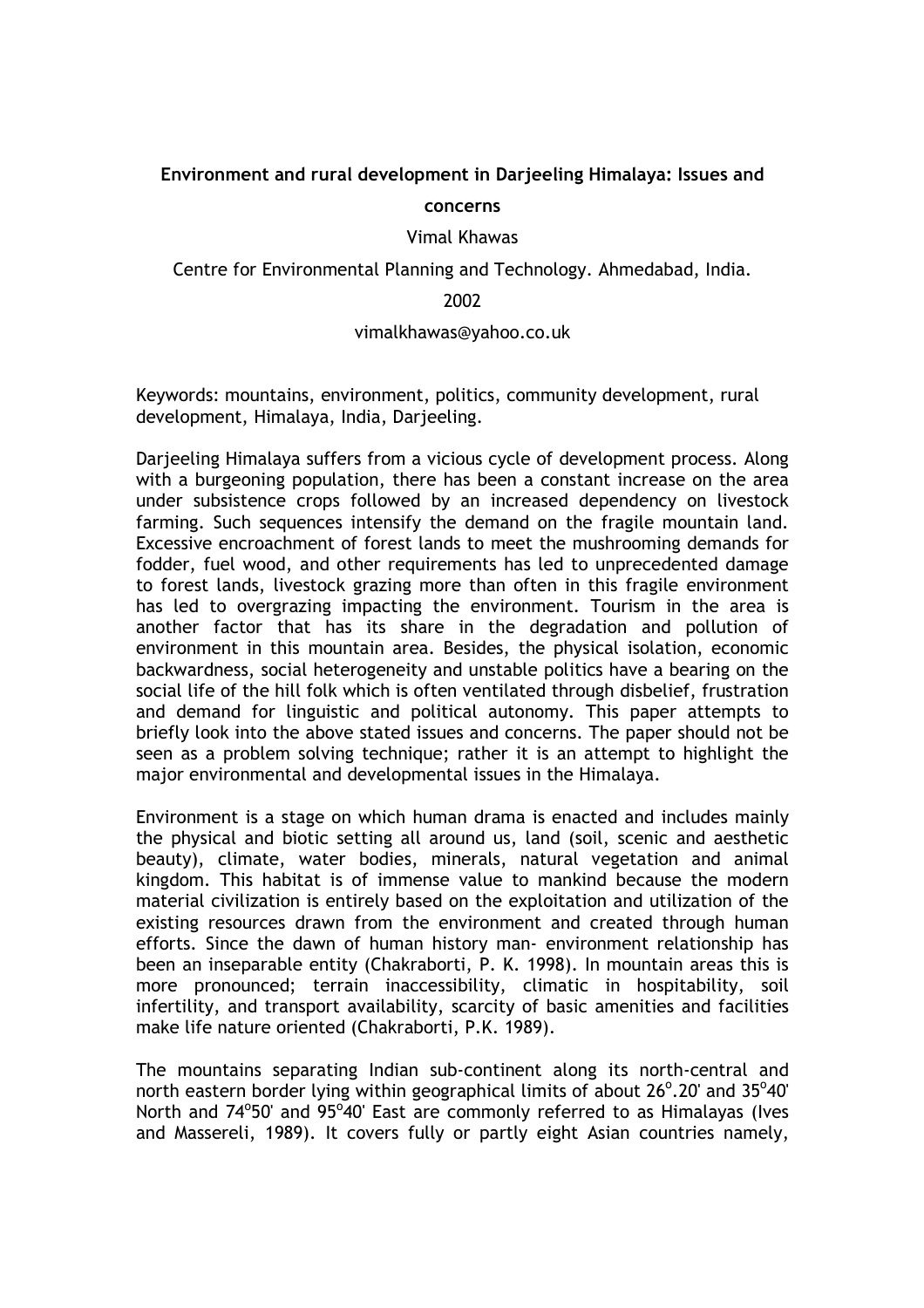**Environment and rural development in Darjeeling Himalaya: Issues and concerns**

Vimal Khawas

Centre for Environmental Planning and Technology. Ahmedabad, India.

2002

vimalkhawas@yahoo.co.uk

Keywords: mountains, environment, politics, community development, rural development, Himalaya, India, Darjeeling.

Darjeeling Himalaya suffers from a vicious cycle of development process. Along with a burgeoning population, there has been a constant increase on the area under subsistence crops followed by an increased dependency on livestock farming. Such sequences intensify the demand on the fragile mountain land. Excessive encroachment of forest lands to meet the mushrooming demands for fodder, fuel wood, and other requirements has led to unprecedented damage to forest lands, livestock grazing more than often in this fragile environment has led to overgrazing impacting the environment. Tourism in the area is another factor that has its share in the degradation and pollution of environment in this mountain area. Besides, the physical isolation, economic backwardness, social heterogeneity and unstable politics have a bearing on the social life of the hill folk which is often ventilated through disbelief, frustration and demand for linguistic and political autonomy. This paper attempts to briefly look into the above stated issues and concerns. The paper should not be seen as a problem solving technique; rather it is an attempt to highlight the major environmental and developmental issues in the Himalaya.

Environment is a stage on which human drama is enacted and includes mainly the physical and biotic setting all around us, land (soil, scenic and aesthetic beauty), climate, water bodies, minerals, natural vegetation and animal kingdom. This habitat is of immense value to mankind because the modern material civilization is entirely based on the exploitation and utilization of the existing resources drawn from the environment and created through human efforts. Since the dawn of human history man- environment relationship has been an inseparable entity (Chakraborti, P. K. 1998). In mountain areas this is more pronounced; terrain inaccessibility, climatic in hospitability, soil infertility, and transport availability, scarcity of basic amenities and facilities make life nature oriented (Chakraborti, P.K. 1989).

The mountains separating Indian sub-continent along its north-central and north eastern border lying within geographical limits of about 26°.20' and 35°40' North and 74°50' and 95°40' East are commonly referred to as Himalayas (Ives and Massereli, 1989). It covers fully or partly eight Asian countries namely,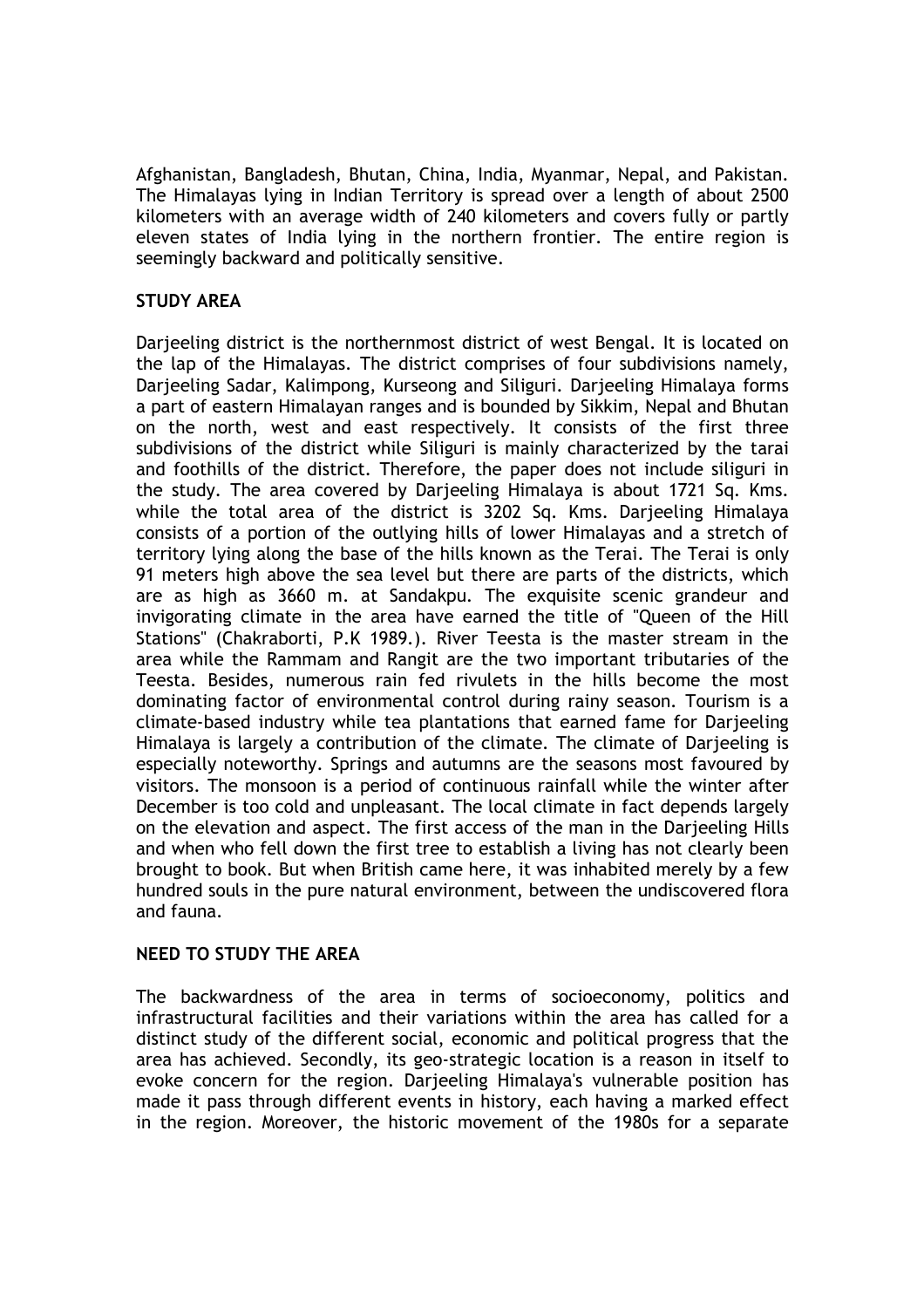Afghanistan, Bangladesh, Bhutan, China, India, Myanmar, Nepal, and Pakistan. The Himalayas lying in Indian Territory is spread over a length of about 2500 kilometers with an average width of 240 kilometers and covers fully or partly eleven states of India lying in the northern frontier. The entire region is seemingly backward and politically sensitive.

## STUDY AREA

Darjeeling district is the northernmost district of west Bengal. It is located on the lap of the Himalayas. The district comprises of four subdivisions namely, Darjeeling Sadar, Kalimpong, Kurseong and Siliguri. Darjeeling Himalaya forms a part of eastern Himalayan ranges and is bounded by Sikkim, Nepal and Bhutan on the north, west and east respectively. It consists of the first three subdivisions of the district while Siliguri is mainly characterized by the tarai and foothills of the district. Therefore, the paper does not include siliguri in the study. The area covered by Darjeeling Himalaya is about 1721 Sq. Kms. while the total area of the district is 3202 Sq. Kms. Darjeeling Himalaya consists of a portion of the outlying hills of lower Himalayas and a stretch of territory lying along the base of the hills known as the Terai. The Terai is only 91 meters high above the sea level but there are parts of the districts, which are as high as 3660 m. at Sandakpu. The exquisite scenic grandeur and invigorating climate in the area have earned the title of "Queen of the Hill Stations" (Chakraborti, P.K 1989.). River Teesta is the master stream in the area while the Rammam and Rangit are the two important tributaries of the Teesta. Besides, numerous rain fed rivulets in the hills become the most dominating factor of environmental control during rainy season. Tourism is a climate-based industry while tea plantations that earned fame for Darjeeling Himalaya is largely a contribution of the climate. The climate of Darjeeling is especially noteworthy. Springs and autumns are the seasons most favoured by visitors. The monsoon is a period of continuous rainfall while the winter after December is too cold and unpleasant. The local climate in fact depends largely on the elevation and aspect. The first access of the man in the Darjeeling Hills and when who fell down the first tree to establish a living has not clearly been brought to book. But when British came here, it was inhabited merely by a few hundred souls in the pure natural environment, between the undiscovered flora and fauna.

## NEED TO STUDY THE AREA

The backwardness of the area in terms of socioeconomy, politics and infrastructural facilities and their variations within the area has called for a distinct study of the different social, economic and political progress that the area has achieved. Secondly, its geo-strategic location is a reason in itself to evoke concern for the region. Darjeeling Himalaya's vulnerable position has made it pass through different events in history, each having a marked effect in the region. Moreover, the historic movement of the 1980s for a separate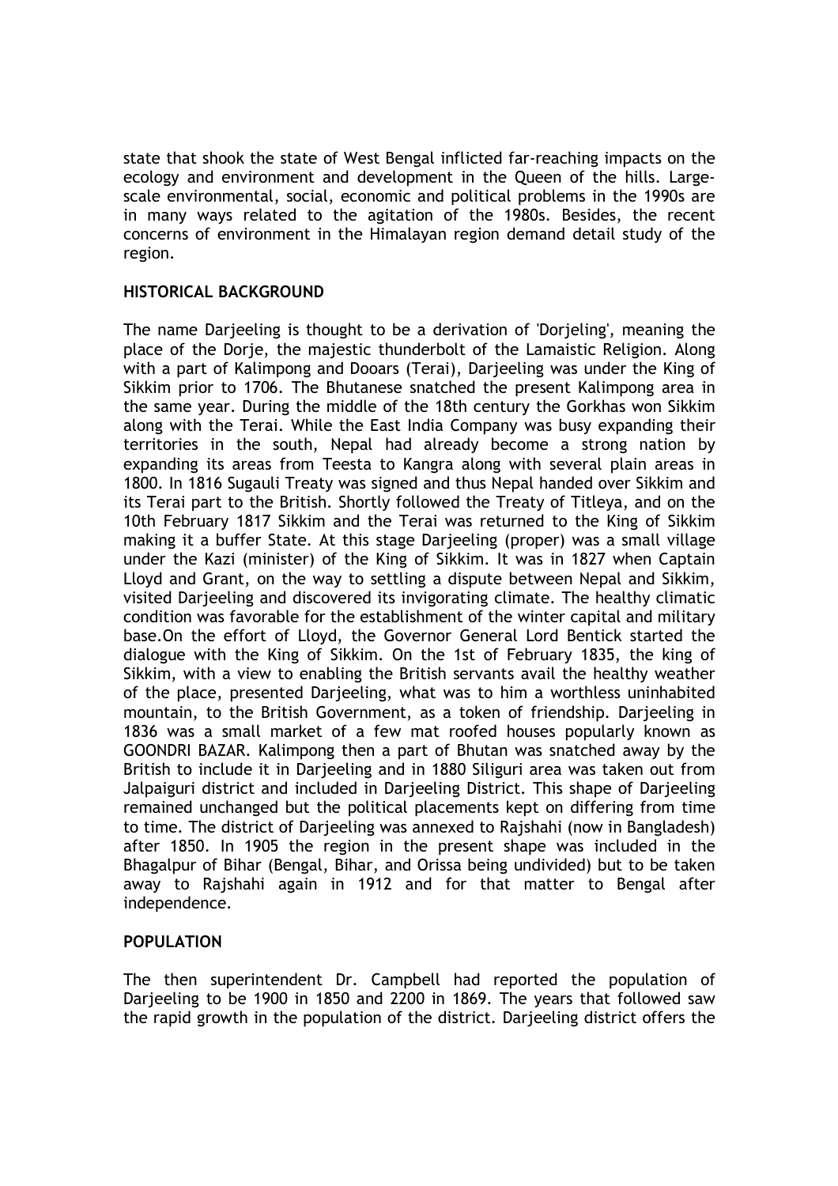state that shook the state of West Bengal inflicted far-reaching impacts on the ecology and environment and development in the Queen of the hills. Large-scale environmental, social, economic and political problems in the 1990s are in many ways related to the agitation of the 1980s. Besides, the recent concerns of environment in the Himalayan region demand detail study of the region.

## HISTORICAL BACKGROUND

The name Darjeeling is thought to be a derivation of 'Dorjeling', meaning the place of the Dorje, the majestic thunderbolt of the Lamaistic Religion. Along with a part of Kalimpong and Dooars (Terai), Darjeeling was under the King of Sikkim prior to 1706. The Bhutanese snatched the present Kalimpong area in the same year. During the middle of the 18th century the Gorkhas won Sikkim along with the Terai. While the East India Company was busy expanding their territories in the south, Nepal had already become a strong nation by expanding its areas from Teesta to Kangra along with several plain areas in 1800. In 1816 Sugauli Treaty was signed and thus Nepal handed over Sikkim and its Terai part to the British. Shortly followed the Treaty of Titleya, and on the 10th February 1817 Sikkim and the Terai was returned to the King of Sikkim making it a buffer State. At this stage Darjeeling (proper) was a small village under the Kazi (minister) of the King of Sikkim. It was in 1827 when Captain Lloyd and Grant, on the way to settling a dispute between Nepal and Sikkim, visited Darjeeling and discovered its invigorating climate. The healthy climatic condition was favorable for the establishment of the winter capital and military base.On the effort of Lloyd, the Governor General Lord Bentick started the dialogue with the King of Sikkim. On the 1st of February 1835, the king of Sikkim, with a view to enabling the British servants avail the healthy weather of the place, presented Darjeeling, what was to him a worthless uninhabited mountain, to the British Government, as a token of friendship. Darjeeling in 1836 was a small market of a few mat roofed houses popularly known as GOONDRI BAZAR. Kalimpong then a part of Bhutan was snatched away by the British to include it in Darjeeling and in 1880 Siliguri area was taken out from Jalpaiguri district and included in Darjeeling District. This shape of Darjeeling remained unchanged but the political placements kept on differing from time to time. The district of Darjeeling was annexed to Rajshahi (now in Bangladesh) after 1850. In 1905 the region in the present shape was included in the Bhagalpur of Bihar (Bengal, Bihar, and Orissa being undivided) but to be taken away to Rajshahi again in 1912 and for that matter to Bengal after independence.

## POPULATION

The then superintendent Dr. Campbell had reported the population of Darjeeling to be 1900 in 1850 and 2200 in 1869. The years that followed saw the rapid growth in the population of the district. Darjeeling district offers the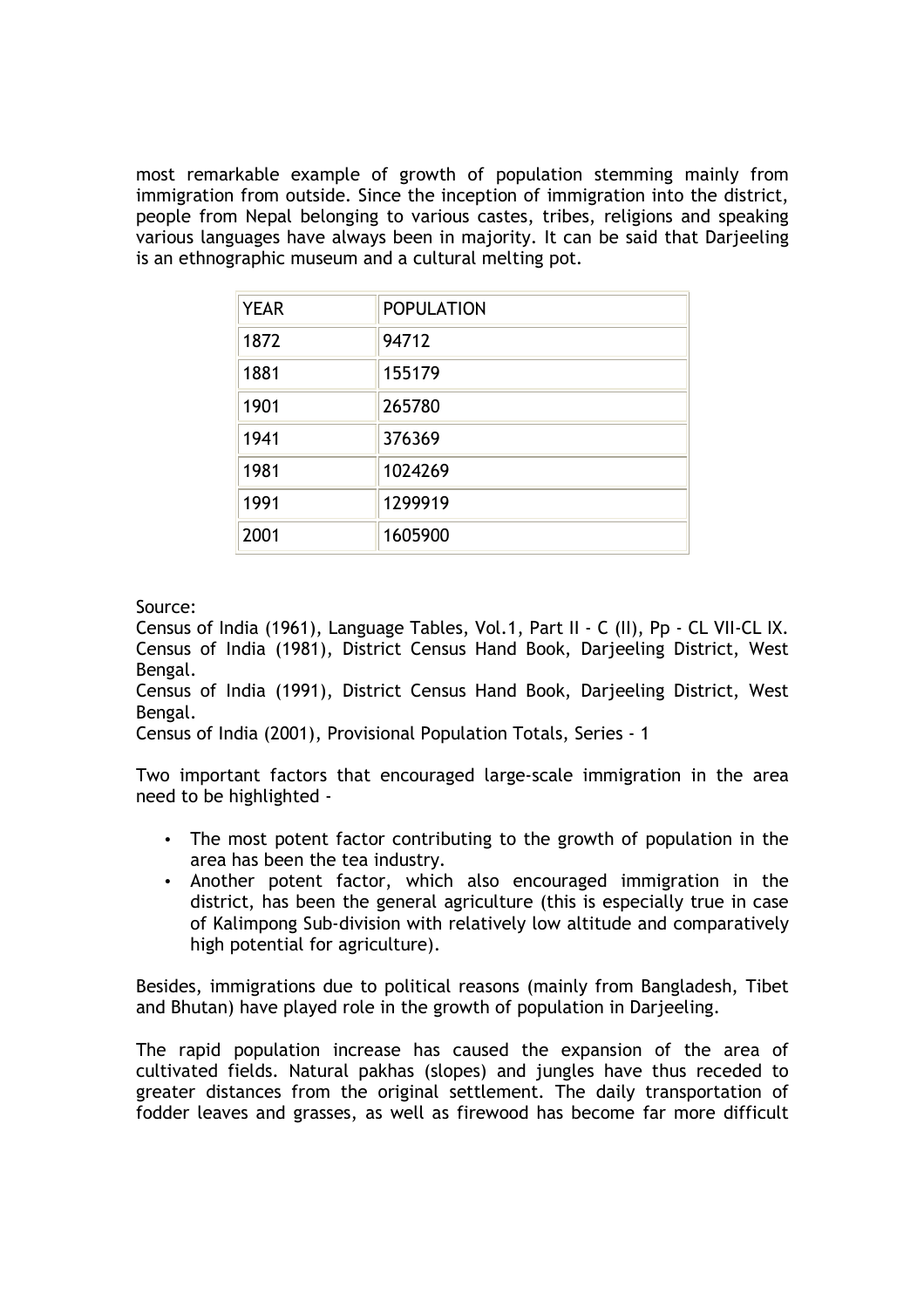most remarkable example of growth of population stemming mainly from immigration from outside. Since the inception of immigration into the district, people from Nepal belonging to various castes, tribes, religions and speaking various languages have always been in majority. It can be said that Darjeeling is an ethnographic museum and a cultural melting pot.

| YEAR | POPULATION |
|---|---|
| 1872 | 94712 |
| 1881 | 155179 |
| 1901 | 265780 |
| 1941 | 376369 |
| 1981 | 1024269 |
| 1991 | 1299919 |
| 2001 | 1605900 |

Source:
Census of India (1961), Language Tables, Vol.1, Part II - C (II), Pp - CL VII-CL IX.
Census of India (1981), District Census Hand Book, Darjeeling District, West Bengal.
Census of India (1991), District Census Hand Book, Darjeeling District, West Bengal.
Census of India (2001), Provisional Population Totals, Series - 1

Two important factors that encouraged large-scale immigration in the area need to be highlighted -

- The most potent factor contributing to the growth of population in the area has been the tea industry.
- Another potent factor, which also encouraged immigration in the district, has been the general agriculture (this is especially true in case of Kalimpong Sub-division with relatively low altitude and comparatively high potential for agriculture).

Besides, immigrations due to political reasons (mainly from Bangladesh, Tibet and Bhutan) have played role in the growth of population in Darjeeling.

The rapid population increase has caused the expansion of the area of cultivated fields. Natural pakhas (slopes) and jungles have thus receded to greater distances from the original settlement. The daily transportation of fodder leaves and grasses, as well as firewood has become far more difficult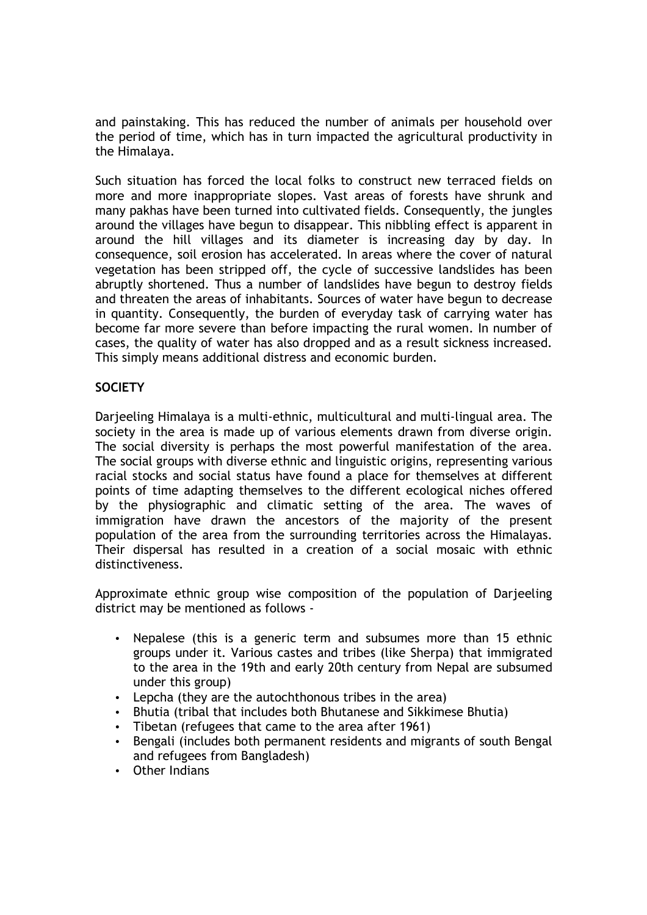and painstaking. This has reduced the number of animals per household over the period of time, which has in turn impacted the agricultural productivity in the Himalaya.

Such situation has forced the local folks to construct new terraced fields on more and more inappropriate slopes. Vast areas of forests have shrunk and many pakhas have been turned into cultivated fields. Consequently, the jungles around the villages have begun to disappear. This nibbling effect is apparent in around the hill villages and its diameter is increasing day by day. In consequence, soil erosion has accelerated. In areas where the cover of natural vegetation has been stripped off, the cycle of successive landslides has been abruptly shortened. Thus a number of landslides have begun to destroy fields and threaten the areas of inhabitants. Sources of water have begun to decrease in quantity. Consequently, the burden of everyday task of carrying water has become far more severe than before impacting the rural women. In number of cases, the quality of water has also dropped and as a result sickness increased. This simply means additional distress and economic burden.

**SOCIETY**

Darjeeling Himalaya is a multi-ethnic, multicultural and multi-lingual area. The society in the area is made up of various elements drawn from diverse origin. The social diversity is perhaps the most powerful manifestation of the area. The social groups with diverse ethnic and linguistic origins, representing various racial stocks and social status have found a place for themselves at different points of time adapting themselves to the different ecological niches offered by the physiographic and climatic setting of the area. The waves of immigration have drawn the ancestors of the majority of the present population of the area from the surrounding territories across the Himalayas. Their dispersal has resulted in a creation of a social mosaic with ethnic distinctiveness.

Approximate ethnic group wise composition of the population of Darjeeling district may be mentioned as follows -

- Nepalese (this is a generic term and subsumes more than 15 ethnic groups under it. Various castes and tribes (like Sherpa) that immigrated to the area in the 19th and early 20th century from Nepal are subsumed under this group)
- Lepcha (they are the autochthonous tribes in the area)
- Bhutia (tribal that includes both Bhutanese and Sikkimese Bhutia)
- Tibetan (refugees that came to the area after 1961)
- Bengali (includes both permanent residents and migrants of south Bengal and refugees from Bangladesh)
- Other Indians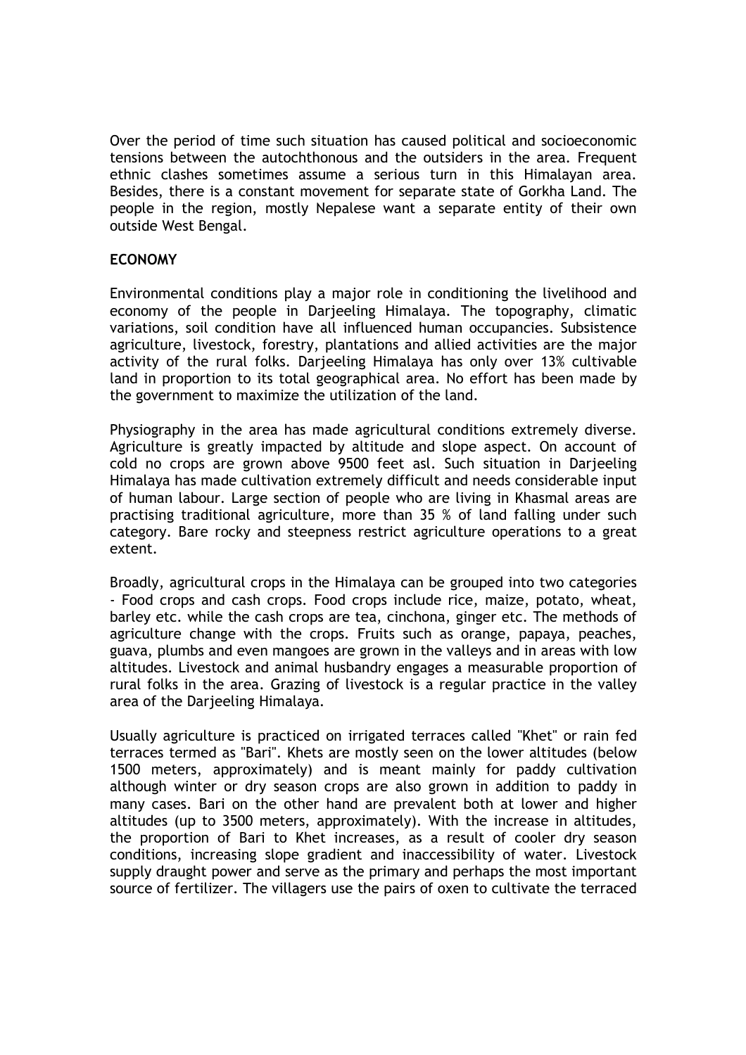Over the period of time such situation has caused political and socioeconomic tensions between the autochthonous and the outsiders in the area. Frequent ethnic clashes sometimes assume a serious turn in this Himalayan area. Besides, there is a constant movement for separate state of Gorkha Land. The people in the region, mostly Nepalese want a separate entity of their own outside West Bengal.

**ECONOMY**

Environmental conditions play a major role in conditioning the livelihood and economy of the people in Darjeeling Himalaya. The topography, climatic variations, soil condition have all influenced human occupancies. Subsistence agriculture, livestock, forestry, plantations and allied activities are the major activity of the rural folks. Darjeeling Himalaya has only over 13% cultivable land in proportion to its total geographical area. No effort has been made by the government to maximize the utilization of the land.

Physiography in the area has made agricultural conditions extremely diverse. Agriculture is greatly impacted by altitude and slope aspect. On account of cold no crops are grown above 9500 feet asl. Such situation in Darjeeling Himalaya has made cultivation extremely difficult and needs considerable input of human labour. Large section of people who are living in Khasmal areas are practising traditional agriculture, more than 35 % of land falling under such category. Bare rocky and steepness restrict agriculture operations to a great extent.

Broadly, agricultural crops in the Himalaya can be grouped into two categories - Food crops and cash crops. Food crops include rice, maize, potato, wheat, barley etc. while the cash crops are tea, cinchona, ginger etc. The methods of agriculture change with the crops. Fruits such as orange, papaya, peaches, guava, plumbs and even mangoes are grown in the valleys and in areas with low altitudes. Livestock and animal husbandry engages a measurable proportion of rural folks in the area. Grazing of livestock is a regular practice in the valley area of the Darjeeling Himalaya.

Usually agriculture is practiced on irrigated terraces called "Khet" or rain fed terraces termed as "Bari". Khets are mostly seen on the lower altitudes (below 1500 meters, approximately) and is meant mainly for paddy cultivation although winter or dry season crops are also grown in addition to paddy in many cases. Bari on the other hand are prevalent both at lower and higher altitudes (up to 3500 meters, approximately). With the increase in altitudes, the proportion of Bari to Khet increases, as a result of cooler dry season conditions, increasing slope gradient and inaccessibility of water. Livestock supply draught power and serve as the primary and perhaps the most important source of fertilizer. The villagers use the pairs of oxen to cultivate the terraced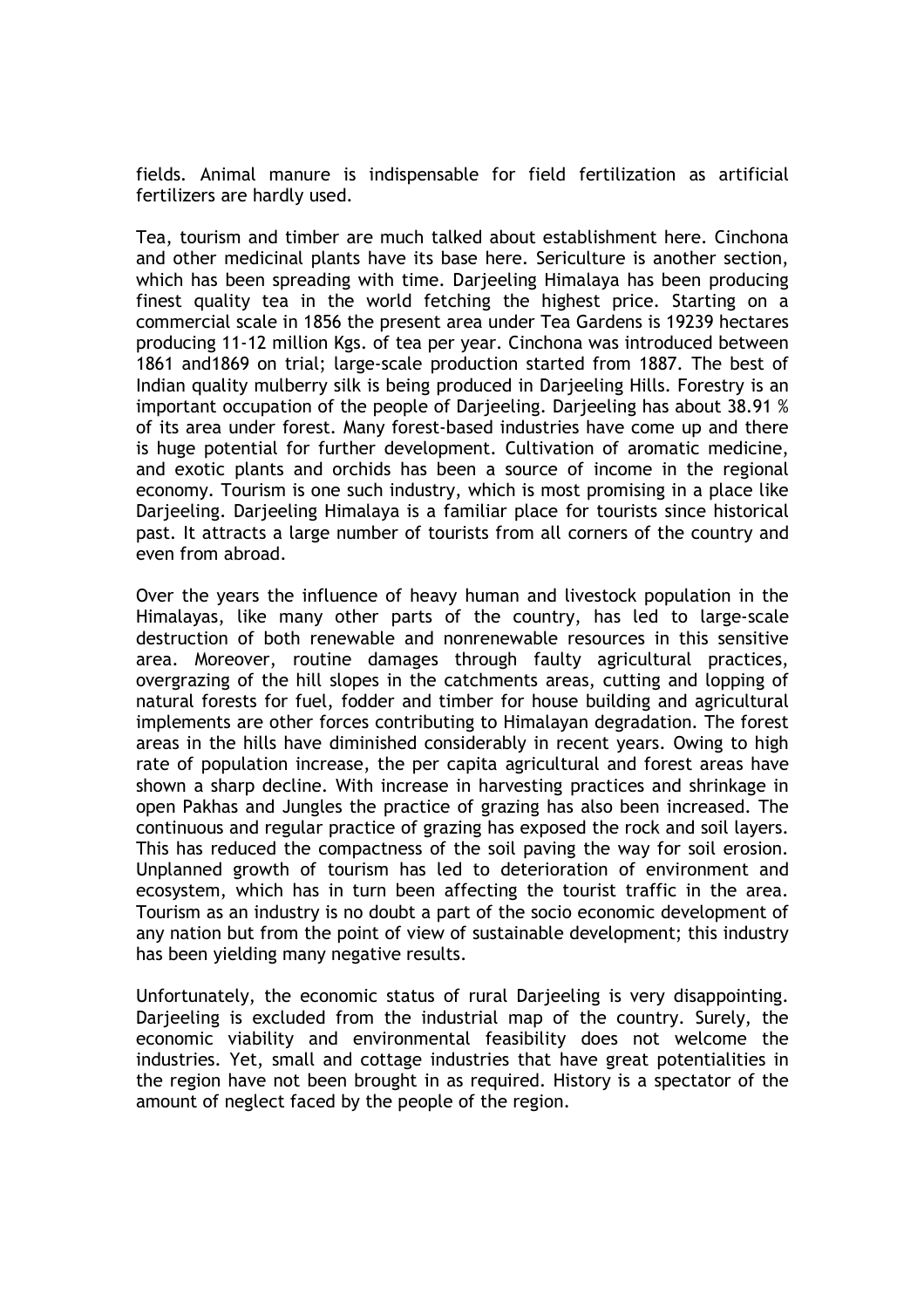fields. Animal manure is indispensable for field fertilization as artificial fertilizers are hardly used.

Tea, tourism and timber are much talked about establishment here. Cinchona and other medicinal plants have its base here. Sericulture is another section, which has been spreading with time. Darjeeling Himalaya has been producing finest quality tea in the world fetching the highest price. Starting on a commercial scale in 1856 the present area under Tea Gardens is 19239 hectares producing 11-12 million Kgs. of tea per year. Cinchona was introduced between 1861 and1869 on trial; large-scale production started from 1887. The best of Indian quality mulberry silk is being produced in Darjeeling Hills. Forestry is an important occupation of the people of Darjeeling. Darjeeling has about 38.91 % of its area under forest. Many forest-based industries have come up and there is huge potential for further development. Cultivation of aromatic medicine, and exotic plants and orchids has been a source of income in the regional economy. Tourism is one such industry, which is most promising in a place like Darjeeling. Darjeeling Himalaya is a familiar place for tourists since historical past. It attracts a large number of tourists from all corners of the country and even from abroad.

Over the years the influence of heavy human and livestock population in the Himalayas, like many other parts of the country, has led to large-scale destruction of both renewable and nonrenewable resources in this sensitive area. Moreover, routine damages through faulty agricultural practices, overgrazing of the hill slopes in the catchments areas, cutting and lopping of natural forests for fuel, fodder and timber for house building and agricultural implements are other forces contributing to Himalayan degradation. The forest areas in the hills have diminished considerably in recent years. Owing to high rate of population increase, the per capita agricultural and forest areas have shown a sharp decline. With increase in harvesting practices and shrinkage in open Pakhas and Jungles the practice of grazing has also been increased. The continuous and regular practice of grazing has exposed the rock and soil layers. This has reduced the compactness of the soil paving the way for soil erosion. Unplanned growth of tourism has led to deterioration of environment and ecosystem, which has in turn been affecting the tourist traffic in the area. Tourism as an industry is no doubt a part of the socio economic development of any nation but from the point of view of sustainable development; this industry has been yielding many negative results.

Unfortunately, the economic status of rural Darjeeling is very disappointing. Darjeeling is excluded from the industrial map of the country. Surely, the economic viability and environmental feasibility does not welcome the industries. Yet, small and cottage industries that have great potentialities in the region have not been brought in as required. History is a spectator of the amount of neglect faced by the people of the region.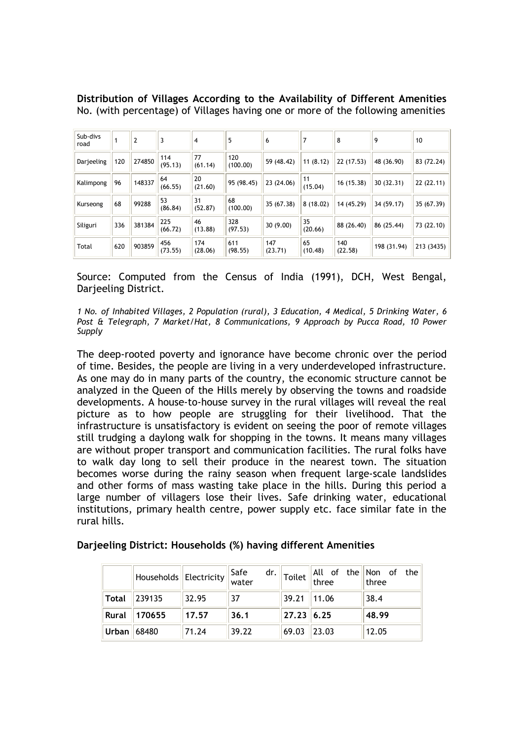**Distribution of Villages According to the Availability of Different Amenities**
No. (with percentage) of Villages having one or more of the following amenities

| Sub-divs road | 1 | 2 | 3 | 4 | 5 | 6 | 7 | 8 | 9 | 10 |
|---|---|---|---|---|---|---|---|---|---|---|
| Darjeeling | 120 | 274850 | 114 (95.13) | 77 (61.14) | 120 (100.00) | 59 (48.42) | 11 (8.12) | 22 (17.53) | 48 (36.90) | 83 (72.24) |
| Kalimpong | 96 | 148337 | 64 (66.55) | 20 (21.60) | 95 (98.45) | 23 (24.06) | 11 (15.04) | 16 (15.38) | 30 (32.31) | 22 (22.11) |
| Kurseong | 68 | 99288 | 53 (86.84) | 31 (52.87) | 68 (100.00) | 35 (67.38) | 8 (18.02) | 14 (45.29) | 34 (59.17) | 35 (67.39) |
| Siliguri | 336 | 381384 | 225 (66.72) | 46 (13.88) | 328 (97.53) | 30 (9.00) | 35 (20.66) | 88 (26.40) | 86 (25.44) | 73 (22.10) |
| Total | 620 | 903859 | 456 (73.55) | 174 (28.06) | 611 (98.55) | 147 (23.71) | 65 (10.48) | 140 (22.58) | 198 (31.94) | 213 (3435) |

Source: Computed from the Census of India (1991), DCH, West Bengal, Darjeeling District.

*1 No. of Inhabited Villages, 2 Population (rural), 3 Education, 4 Medical, 5 Drinking Water, 6 Post & Telegraph, 7 Market/Hat, 8 Communications, 9 Approach by Pucca Road, 10 Power Supply*

The deep-rooted poverty and ignorance have become chronic over the period of time. Besides, the people are living in a very underdeveloped infrastructure. As one may do in many parts of the country, the economic structure cannot be analyzed in the Queen of the Hills merely by observing the towns and roadside developments. A house-to-house survey in the rural villages will reveal the real picture as to how people are struggling for their livelihood. That the infrastructure is unsatisfactory is evident on seeing the poor of remote villages still trudging a daylong walk for shopping in the towns. It means many villages are without proper transport and communication facilities. The rural folks have to walk day long to sell their produce in the nearest town. The situation becomes worse during the rainy season when frequent large-scale landslides and other forms of mass wasting take place in the hills. During this period a large number of villagers lose their lives. Safe drinking water, educational institutions, primary health centre, power supply etc. face similar fate in the rural hills.

**Darjeeling District: Households (%) having different Amenities**

| | Households | Electricity | Safe dr. water | Toilet | All of the three | Non of the three |
|---|---|---|---|---|---|---|
| **Total** | 239135 | 32.95 | 37 | 39.21 | 11.06 | 38.4 |
| **Rural** | **170655** | **17.57** | **36.1** | **27.23** | **6.25** | **48.99** |
| **Urban** | 68480 | 71.24 | 39.22 | 69.03 | 23.03 | 12.05 |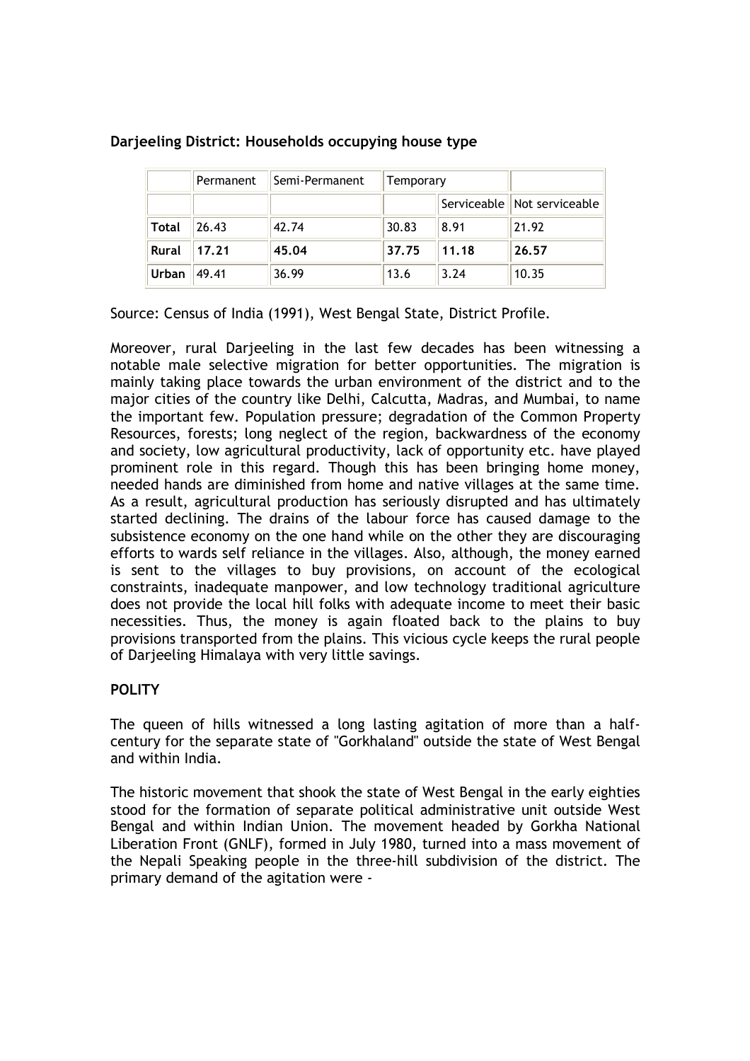**Darjeeling District: Households occupying house type**

| | Permanent | Semi-Permanent | Temporary | | |
|---|---|---|---|---|---|
| | | | | Serviceable | Not serviceable |
| **Total** | 26.43 | 42.74 | 30.83 | 8.91 | 21.92 |
| **Rural** | **17.21** | **45.04** | **37.75** | **11.18** | **26.57** |
| **Urban** | 49.41 | 36.99 | 13.6 | 3.24 | 10.35 |

Source: Census of India (1991), West Bengal State, District Profile.

Moreover, rural Darjeeling in the last few decades has been witnessing a notable male selective migration for better opportunities. The migration is mainly taking place towards the urban environment of the district and to the major cities of the country like Delhi, Calcutta, Madras, and Mumbai, to name the important few. Population pressure; degradation of the Common Property Resources, forests; long neglect of the region, backwardness of the economy and society, low agricultural productivity, lack of opportunity etc. have played prominent role in this regard. Though this has been bringing home money, needed hands are diminished from home and native villages at the same time. As a result, agricultural production has seriously disrupted and has ultimately started declining. The drains of the labour force has caused damage to the subsistence economy on the one hand while on the other they are discouraging efforts to wards self reliance in the villages. Also, although, the money earned is sent to the villages to buy provisions, on account of the ecological constraints, inadequate manpower, and low technology traditional agriculture does not provide the local hill folks with adequate income to meet their basic necessities. Thus, the money is again floated back to the plains to buy provisions transported from the plains. This vicious cycle keeps the rural people of Darjeeling Himalaya with very little savings.

**POLITY**

The queen of hills witnessed a long lasting agitation of more than a half-century for the separate state of "Gorkhaland" outside the state of West Bengal and within India.

The historic movement that shook the state of West Bengal in the early eighties stood for the formation of separate political administrative unit outside West Bengal and within Indian Union. The movement headed by Gorkha National Liberation Front (GNLF), formed in July 1980, turned into a mass movement of the Nepali Speaking people in the three-hill subdivision of the district. The primary demand of the agitation were -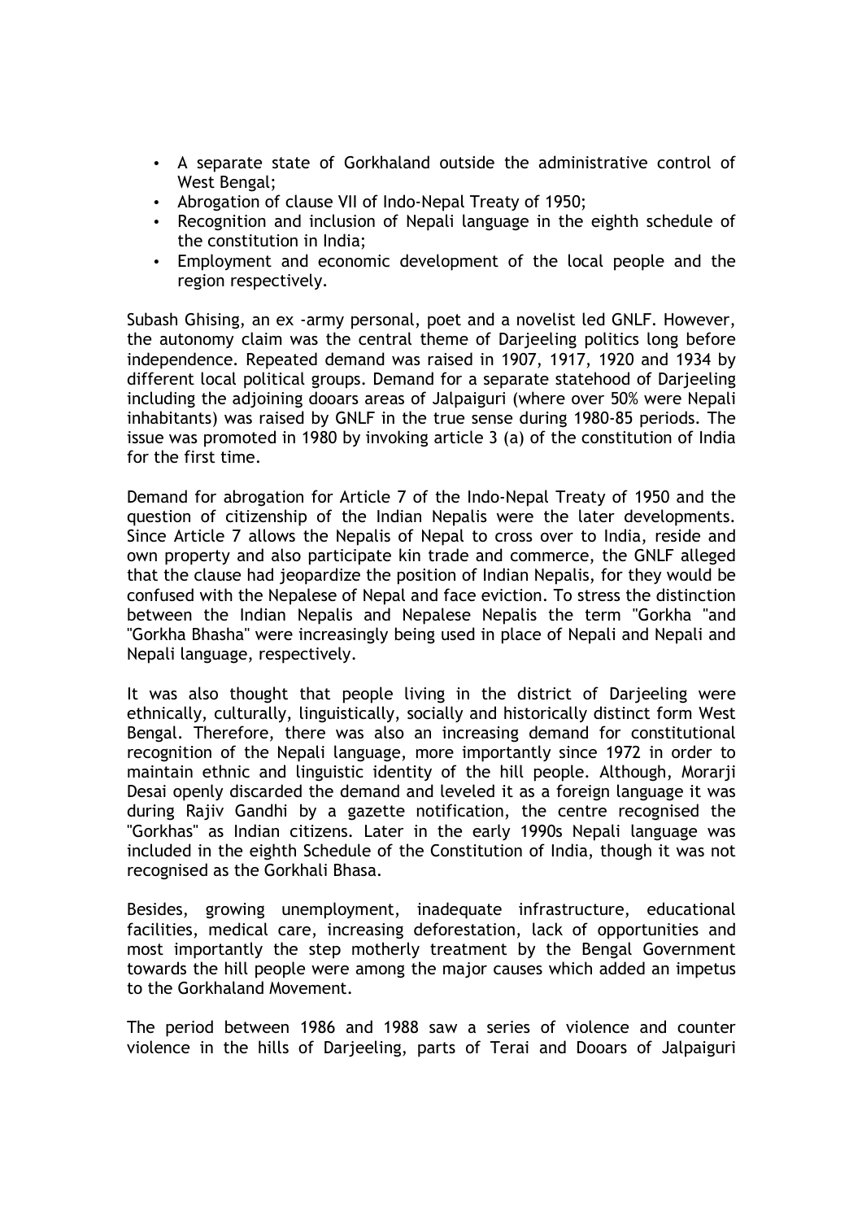- A separate state of Gorkhaland outside the administrative control of West Bengal;
- Abrogation of clause VII of Indo-Nepal Treaty of 1950;
- Recognition and inclusion of Nepali language in the eighth schedule of the constitution in India;
- Employment and economic development of the local people and the region respectively.

Subash Ghising, an ex -army personal, poet and a novelist led GNLF. However, the autonomy claim was the central theme of Darjeeling politics long before independence. Repeated demand was raised in 1907, 1917, 1920 and 1934 by different local political groups. Demand for a separate statehood of Darjeeling including the adjoining dooars areas of Jalpaiguri (where over 50% were Nepali inhabitants) was raised by GNLF in the true sense during 1980-85 periods. The issue was promoted in 1980 by invoking article 3 (a) of the constitution of India for the first time.

Demand for abrogation for Article 7 of the Indo-Nepal Treaty of 1950 and the question of citizenship of the Indian Nepalis were the later developments. Since Article 7 allows the Nepalis of Nepal to cross over to India, reside and own property and also participate kin trade and commerce, the GNLF alleged that the clause had jeopardize the position of Indian Nepalis, for they would be confused with the Nepalese of Nepal and face eviction. To stress the distinction between the Indian Nepalis and Nepalese Nepalis the term "Gorkha "and "Gorkha Bhasha" were increasingly being used in place of Nepali and Nepali and Nepali language, respectively.

It was also thought that people living in the district of Darjeeling were ethnically, culturally, linguistically, socially and historically distinct form West Bengal. Therefore, there was also an increasing demand for constitutional recognition of the Nepali language, more importantly since 1972 in order to maintain ethnic and linguistic identity of the hill people. Although, Morarji Desai openly discarded the demand and leveled it as a foreign language it was during Rajiv Gandhi by a gazette notification, the centre recognised the "Gorkhas" as Indian citizens. Later in the early 1990s Nepali language was included in the eighth Schedule of the Constitution of India, though it was not recognised as the Gorkhali Bhasa.

Besides, growing unemployment, inadequate infrastructure, educational facilities, medical care, increasing deforestation, lack of opportunities and most importantly the step motherly treatment by the Bengal Government towards the hill people were among the major causes which added an impetus to the Gorkhaland Movement.

The period between 1986 and 1988 saw a series of violence and counter violence in the hills of Darjeeling, parts of Terai and Dooars of Jalpaiguri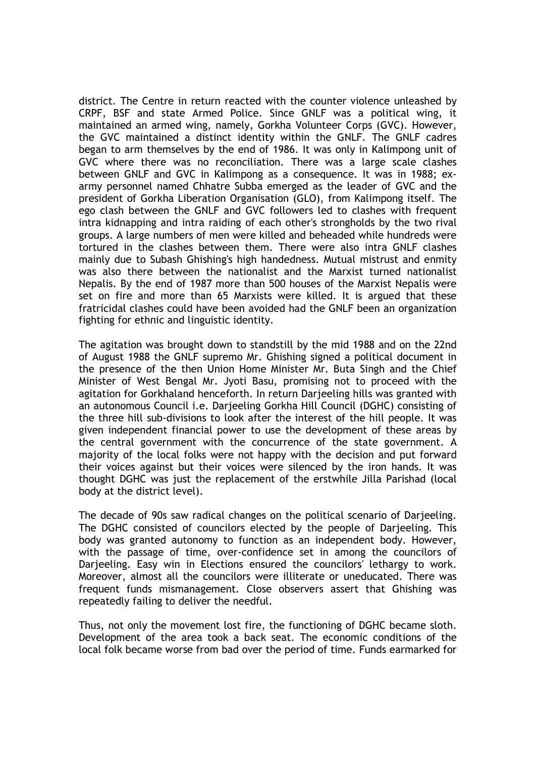district. The Centre in return reacted with the counter violence unleashed by CRPF, BSF and state Armed Police. Since GNLF was a political wing, it maintained an armed wing, namely, Gorkha Volunteer Corps (GVC). However, the GVC maintained a distinct identity within the GNLF. The GNLF cadres began to arm themselves by the end of 1986. It was only in Kalimpong unit of GVC where there was no reconciliation. There was a large scale clashes between GNLF and GVC in Kalimpong as a consequence. It was in 1988; ex-army personnel named Chhatre Subba emerged as the leader of GVC and the president of Gorkha Liberation Organisation (GLO), from Kalimpong itself. The ego clash between the GNLF and GVC followers led to clashes with frequent intra kidnapping and intra raiding of each other's strongholds by the two rival groups. A large numbers of men were killed and beheaded while hundreds were tortured in the clashes between them. There were also intra GNLF clashes mainly due to Subash Ghishing's high handedness. Mutual mistrust and enmity was also there between the nationalist and the Marxist turned nationalist Nepalis. By the end of 1987 more than 500 houses of the Marxist Nepalis were set on fire and more than 65 Marxists were killed. It is argued that these fratricidal clashes could have been avoided had the GNLF been an organization fighting for ethnic and linguistic identity.

The agitation was brought down to standstill by the mid 1988 and on the 22nd of August 1988 the GNLF supremo Mr. Ghishing signed a political document in the presence of the then Union Home Minister Mr. Buta Singh and the Chief Minister of West Bengal Mr. Jyoti Basu, promising not to proceed with the agitation for Gorkhaland henceforth. In return Darjeeling hills was granted with an autonomous Council i.e. Darjeeling Gorkha Hill Council (DGHC) consisting of the three hill sub-divisions to look after the interest of the hill people. It was given independent financial power to use the development of these areas by the central government with the concurrence of the state government. A majority of the local folks were not happy with the decision and put forward their voices against but their voices were silenced by the iron hands. It was thought DGHC was just the replacement of the erstwhile Jilla Parishad (local body at the district level).

The decade of 90s saw radical changes on the political scenario of Darjeeling. The DGHC consisted of councilors elected by the people of Darjeeling. This body was granted autonomy to function as an independent body. However, with the passage of time, over-confidence set in among the councilors of Darjeeling. Easy win in Elections ensured the councilors' lethargy to work. Moreover, almost all the councilors were illiterate or uneducated. There was frequent funds mismanagement. Close observers assert that Ghishing was repeatedly failing to deliver the needful.

Thus, not only the movement lost fire, the functioning of DGHC became sloth. Development of the area took a back seat. The economic conditions of the local folk became worse from bad over the period of time. Funds earmarked for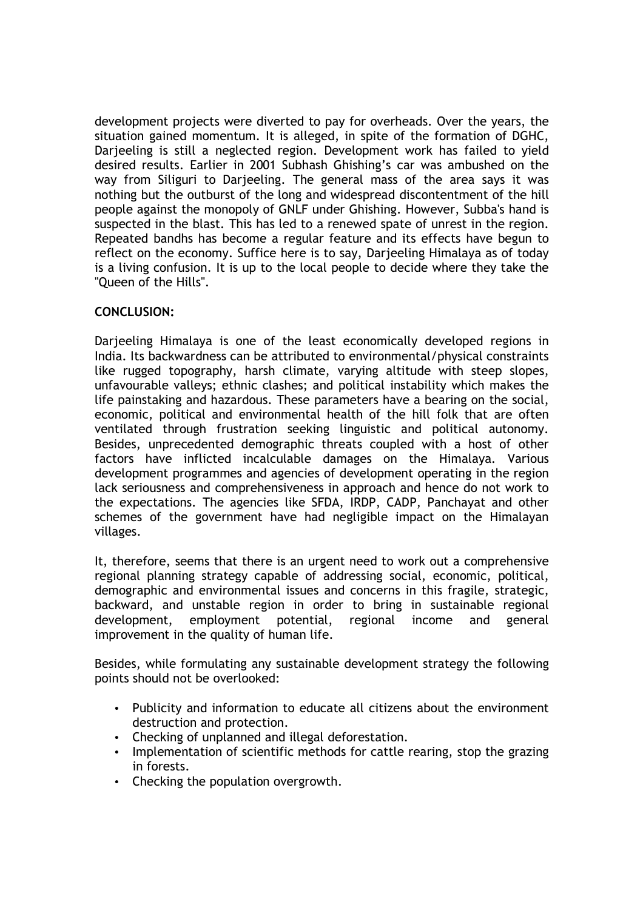development projects were diverted to pay for overheads. Over the years, the situation gained momentum. It is alleged, in spite of the formation of DGHC, Darjeeling is still a neglected region. Development work has failed to yield desired results. Earlier in 2001 Subhash Ghishing's car was ambushed on the way from Siliguri to Darjeeling. The general mass of the area says it was nothing but the outburst of the long and widespread discontentment of the hill people against the monopoly of GNLF under Ghishing. However, Subba's hand is suspected in the blast. This has led to a renewed spate of unrest in the region. Repeated bandhs has become a regular feature and its effects have begun to reflect on the economy. Suffice here is to say, Darjeeling Himalaya as of today is a living confusion. It is up to the local people to decide where they take the "Queen of the Hills".

**CONCLUSION:**

Darjeeling Himalaya is one of the least economically developed regions in India. Its backwardness can be attributed to environmental/physical constraints like rugged topography, harsh climate, varying altitude with steep slopes, unfavourable valleys; ethnic clashes; and political instability which makes the life painstaking and hazardous. These parameters have a bearing on the social, economic, political and environmental health of the hill folk that are often ventilated through frustration seeking linguistic and political autonomy. Besides, unprecedented demographic threats coupled with a host of other factors have inflicted incalculable damages on the Himalaya. Various development programmes and agencies of development operating in the region lack seriousness and comprehensiveness in approach and hence do not work to the expectations. The agencies like SFDA, IRDP, CADP, Panchayat and other schemes of the government have had negligible impact on the Himalayan villages.

It, therefore, seems that there is an urgent need to work out a comprehensive regional planning strategy capable of addressing social, economic, political, demographic and environmental issues and concerns in this fragile, strategic, backward, and unstable region in order to bring in sustainable regional development, employment potential, regional income and general improvement in the quality of human life.

Besides, while formulating any sustainable development strategy the following points should not be overlooked:

- Publicity and information to educate all citizens about the environment destruction and protection.
- Checking of unplanned and illegal deforestation.
- Implementation of scientific methods for cattle rearing, stop the grazing in forests.
- Checking the population overgrowth.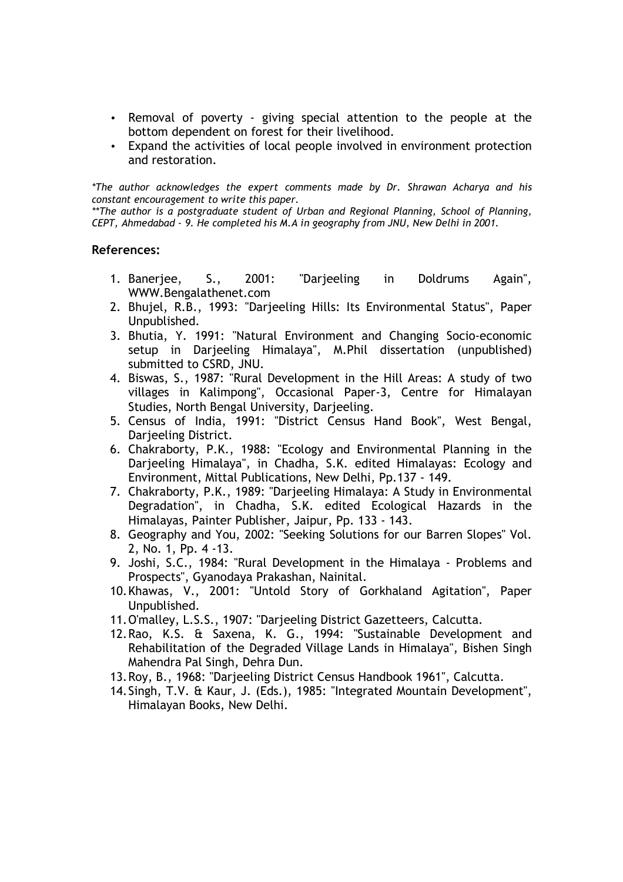- Removal of poverty - giving special attention to the people at the bottom dependent on forest for their livelihood.
- Expand the activities of local people involved in environment protection and restoration.

*\*The author acknowledges the expert comments made by Dr. Shrawan Acharya and his constant encouragement to write this paper.*
*\*\*The author is a postgraduate student of Urban and Regional Planning, School of Planning, CEPT, Ahmedabad - 9. He completed his M.A in geography from JNU, New Delhi in 2001.*

### References:

1. Banerjee, S., 2001: "Darjeeling in Doldrums Again", WWW.Bengalathenet.com
2. Bhujel, R.B., 1993: "Darjeeling Hills: Its Environmental Status", Paper Unpublished.
3. Bhutia, Y. 1991: "Natural Environment and Changing Socio-economic setup in Darjeeling Himalaya", M.Phil dissertation (unpublished) submitted to CSRD, JNU.
4. Biswas, S., 1987: "Rural Development in the Hill Areas: A study of two villages in Kalimpong", Occasional Paper-3, Centre for Himalayan Studies, North Bengal University, Darjeeling.
5. Census of India, 1991: "District Census Hand Book", West Bengal, Darjeeling District.
6. Chakraborty, P.K., 1988: "Ecology and Environmental Planning in the Darjeeling Himalaya", in Chadha, S.K. edited Himalayas: Ecology and Environment, Mittal Publications, New Delhi, Pp.137 - 149.
7. Chakraborty, P.K., 1989: "Darjeeling Himalaya: A Study in Environmental Degradation", in Chadha, S.K. edited Ecological Hazards in the Himalayas, Painter Publisher, Jaipur, Pp. 133 - 143.
8. Geography and You, 2002: "Seeking Solutions for our Barren Slopes" Vol. 2, No. 1, Pp. 4 -13.
9. Joshi, S.C., 1984: "Rural Development in the Himalaya - Problems and Prospects", Gyanodaya Prakashan, Nainital.
10. Khawas, V., 2001: "Untold Story of Gorkhaland Agitation", Paper Unpublished.
11. O'malley, L.S.S., 1907: "Darjeeling District Gazetteers, Calcutta.
12. Rao, K.S. & Saxena, K. G., 1994: "Sustainable Development and Rehabilitation of the Degraded Village Lands in Himalaya", Bishen Singh Mahendra Pal Singh, Dehra Dun.
13. Roy, B., 1968: "Darjeeling District Census Handbook 1961", Calcutta.
14. Singh, T.V. & Kaur, J. (Eds.), 1985: "Integrated Mountain Development", Himalayan Books, New Delhi.